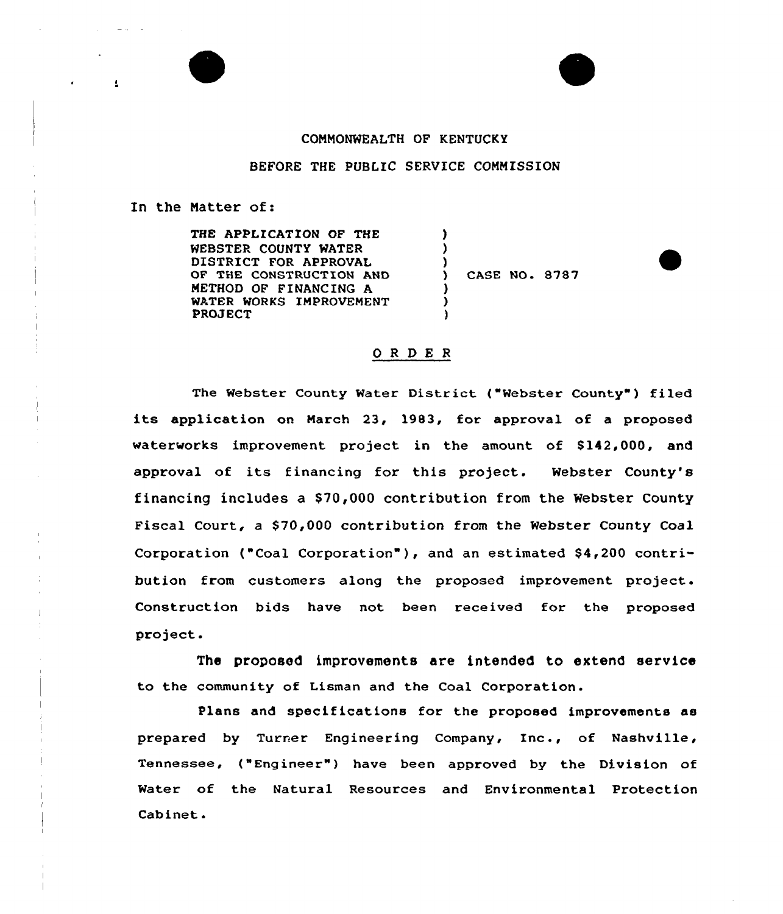COMMONWEALTH OF KENTUCKY

BEFORE THE PUBLIC SERVICE COMMISSION

In the Matter of:

| | | |
|---|---|---|
| THE APPLICATION OF THE WEBSTER COUNTY WATER DISTRICT FOR APPROVAL OF THE CONSTRUCTION AND METHOD OF FINANCING A WATER WORKS IMPROVEMENT PROJECT | ) | CASE NO. 8787 |

## O R D E R

The Webster County Water District ("Webster County") filed its application on March 23, 1983, for approval of a proposed waterworks improvement project in the amount of $142,000, and approval of its financing for this project. Webster County's financing includes a $70,000 contribution from the Webster County Fiscal Court, a $70,000 contribution from the Webster County Coal Corporation ("Coal Corporation"), and an estimated $4,200 contribution from customers along the proposed improvement project. Construction bids have not been received for the proposed project.

The proposed improvements are intended to extend service to the community of Lisman and the Coal Corporation.

Plans and specifications for the proposed improvements as prepared by Turner Engineering Company, Inc., of Nashville, Tennessee, ("Engineer") have been approved by the Division of Water of the Natural Resources and Environmental Protection Cabinet.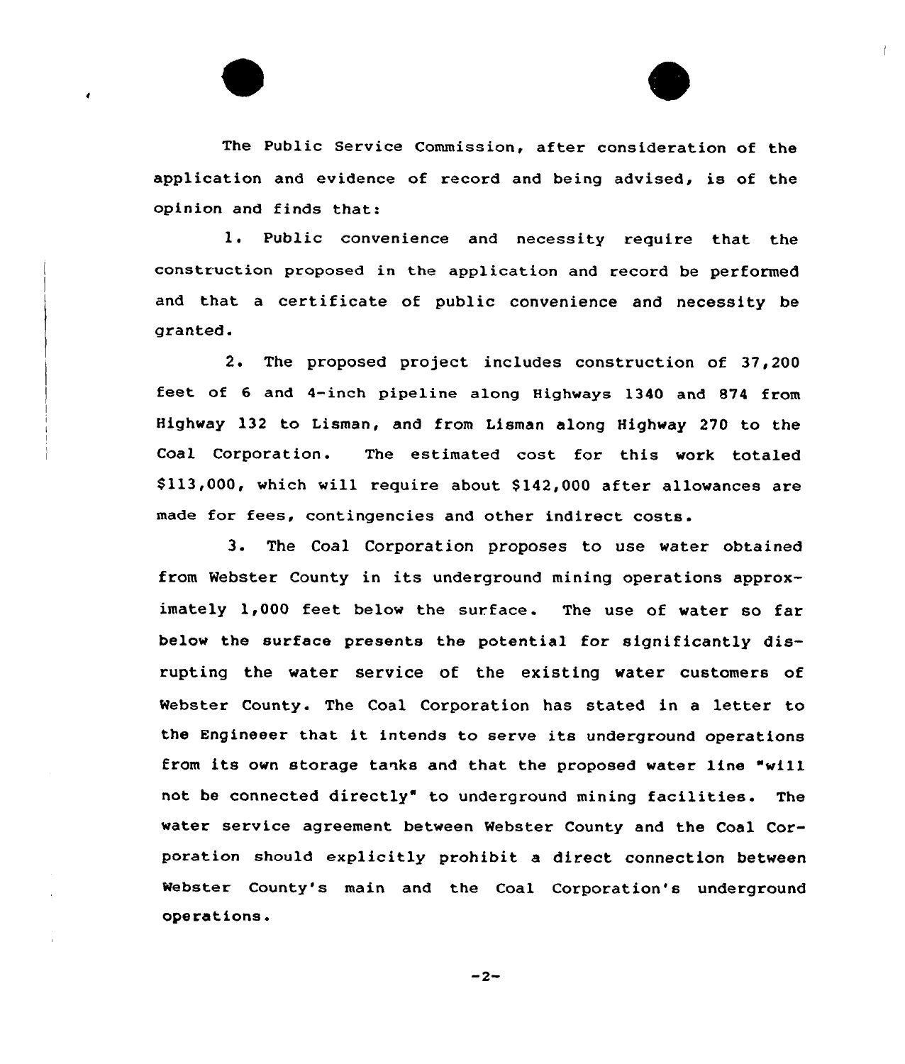The Public Service Commission, after consideration of the application and evidence of record and being advised, is of the opinion and finds that:

1. Public convenience and necessity require that the construction proposed in the application and record be performed and that a certificate of public convenience and necessity be granted.

2. The proposed project includes construction of 37,200 feet of 6 and 4-inch pipeline along Highways 1340 and 874 from Highway 132 to Lisman, and from Lisman along Highway 270 to the Coal Corporation. The estimated cost for this work totaled $113,000, which will require about $142,000 after allowances are made for fees, contingencies and other indirect costs.

3. The Coal Corporation proposes to use water obtained from Webster County in its underground mining operations approximately 1,000 feet below the surface. The use of water so far below the surface presents the potential for significantly disrupting the water service of the existing water customers of Webster County. The Coal Corporation has stated in a letter to the Engineeer that it intends to serve its underground operations from its own storage tanks and that the proposed water line "will not be connected directly" to underground mining facilities. The water service agreement between Webster County and the Coal Corporation should explicitly prohibit a direct connection between Webster County's main and the Coal Corporation's underground operations.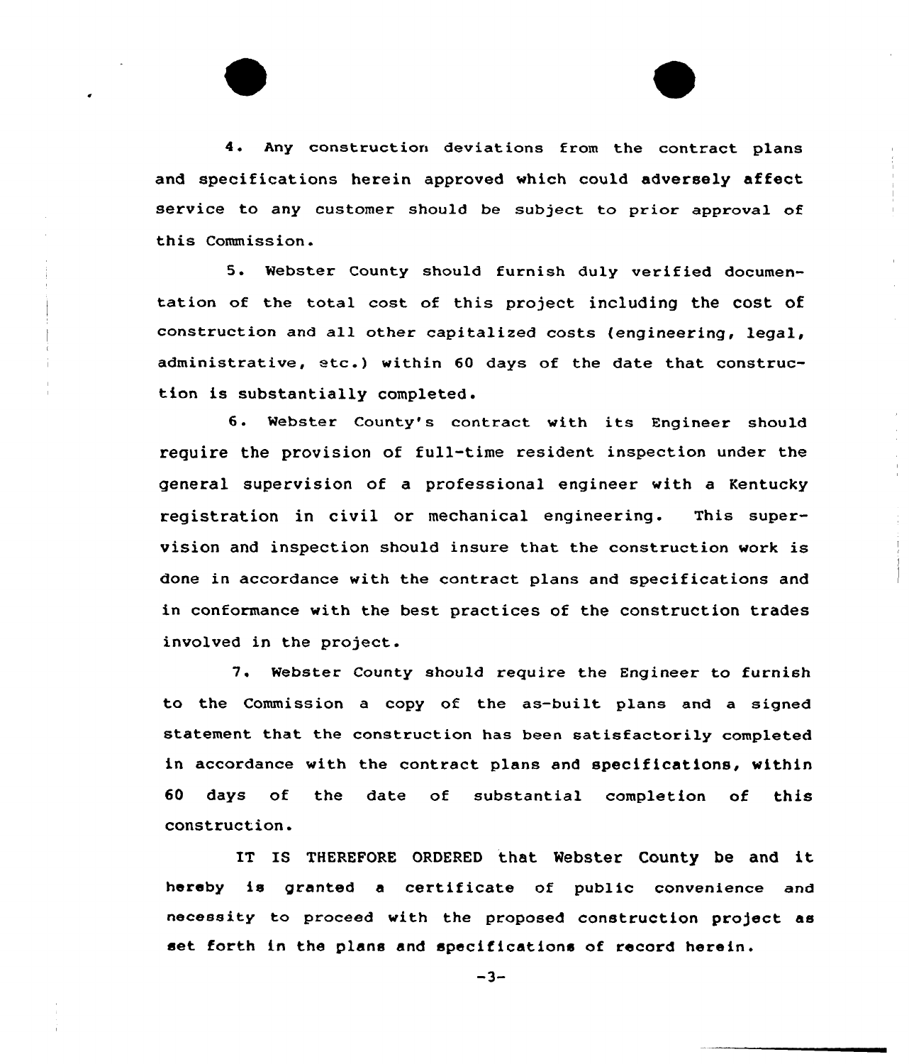4. Any construction deviations from the contract plans and specifications herein approved which could adversely affect service to any customer should be subject to prior approval of this Commission.

5. Webster County should furnish duly verified documentation of the total cost of this project including the cost of construction and all other capitalized costs (engineering, legal, administrative, etc.) within 60 days of the date that construction is substantially completed.

6. Webster County's contract with its Engineer should require the provision of full-time resident inspection under the general supervision of a professional engineer with a Kentucky registration in civil or mechanical engineering. This supervision and inspection should insure that the construction work is done in accordance with the contract plans and specifications and in conformance with the best practices of the construction trades involved in the project.

7. Webster County should require the Engineer to furnish to the Commission a copy of the as-built plans and a signed statement that the construction has been satisfactorily completed in accordance with the contract plans and specifications, within 60 days of the date of substantial completion of this construction.

IT IS THEREFORE ORDERED that Webster County be and it hereby is granted a certificate of public convenience and necessity to proceed with the proposed construction project as set forth in the plans and specifications of record herein.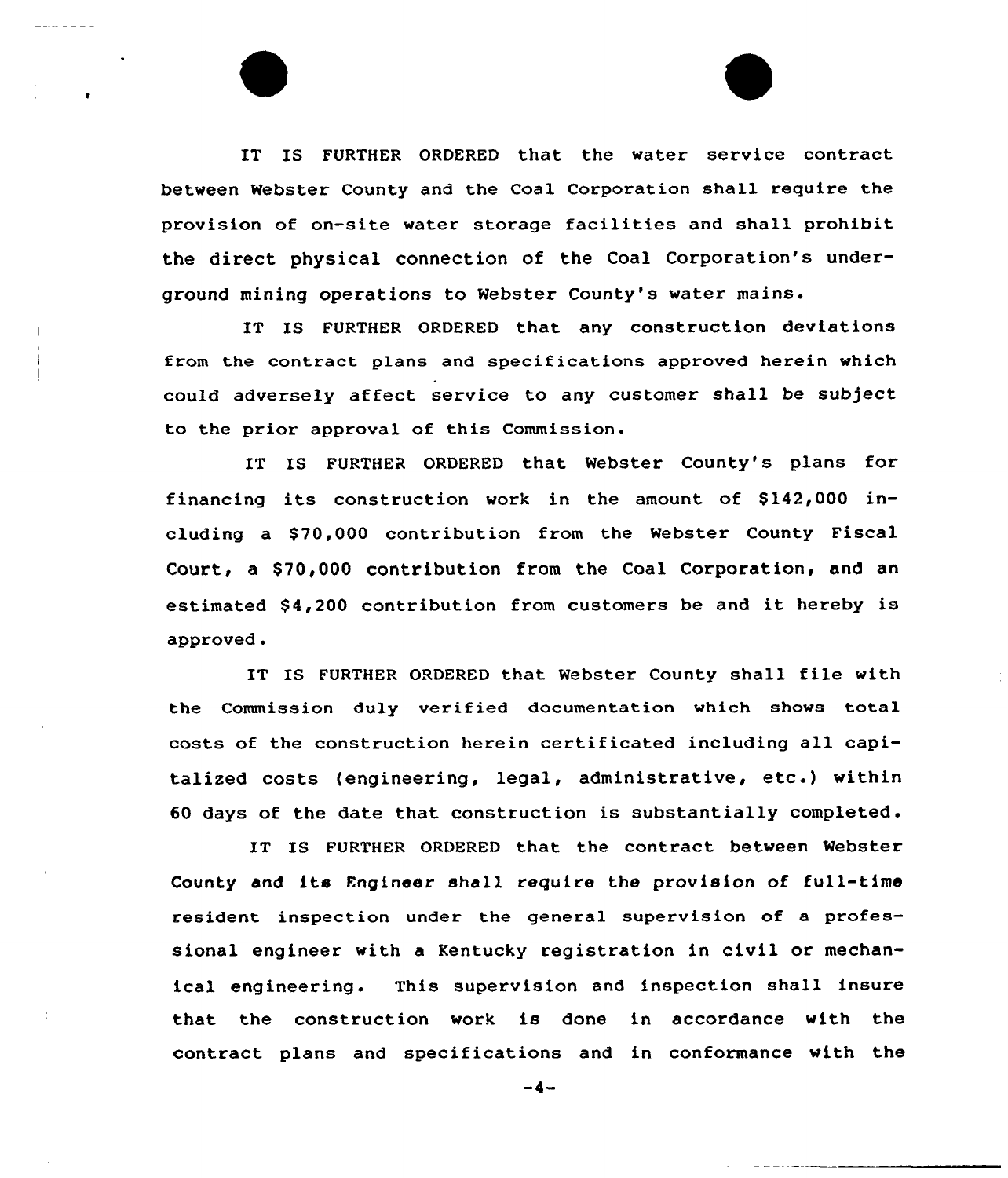IT IS FURTHER ORDERED that the water service contract between Webster County and the Coal Corporation shall require the provision of on-site water storage facilities and shall prohibit the direct physical connection of the Coal Corporation's underground mining operations to Webster County's water mains.

IT IS FURTHER ORDERED that any construction deviations from the contract plans and specifications approved herein which could adversely affect service to any customer shall be subject to the prior approval of this Commission.

IT IS FURTHER ORDERED that Webster County's plans for financing its construction work in the amount of $142,000 including a $70,000 contribution from the Webster County Fiscal Court, a $70,000 contribution from the Coal Corporation, and an estimated $4,200 contribution from customers be and it hereby is approved.

IT IS FURTHER ORDERED that Webster County shall file with the Commission duly verified documentation which shows total costs of the construction herein certificated including all capitalized costs (engineering, legal, administrative, etc.) within 60 days of the date that construction is substantially completed.

IT IS FURTHER ORDERED that the contract between Webster County and its Engineer shall require the provision of full-time resident inspection under the general supervision of a professional engineer with a Kentucky registration in civil or mechanical engineering. This supervision and inspection shall insure that the construction work is done in accordance with the contract plans and specifications and in conformance with the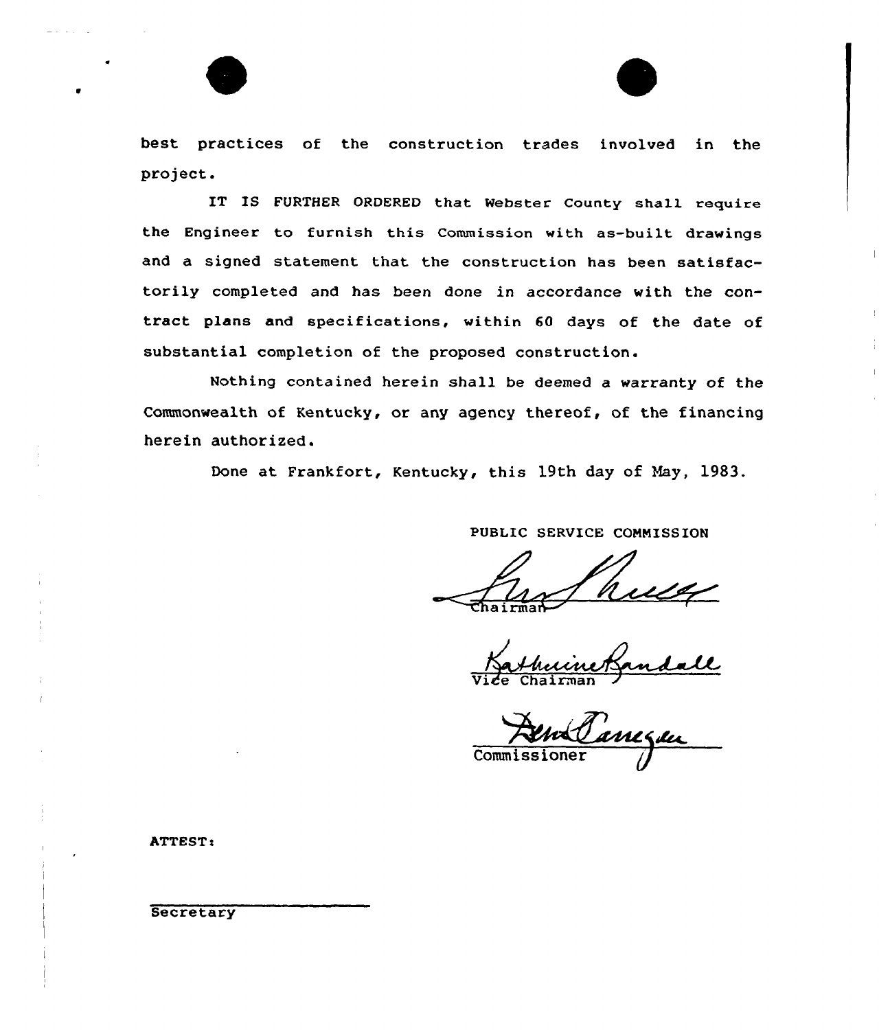best practices of the construction trades involved in the project.

IT IS FURTHER ORDERED that Webster County shall require the Engineer to furnish this Commission with as-built drawings and a signed statement that the construction has been satisfactorily completed and has been done in accordance with the contract plans and specifications, within 60 days of the date of substantial completion of the proposed construction.

Nothing contained herein shall be deemed a warranty of the Commonwealth of Kentucky, or any agency thereof, of the financing herein authorized.

Done at Frankfort, Kentucky, this 19th day of May, 1983.

PUBLIC SERVICE COMMISSION

Chairman

Vice Chairman

Commissioner

ATTEST:

Secretary